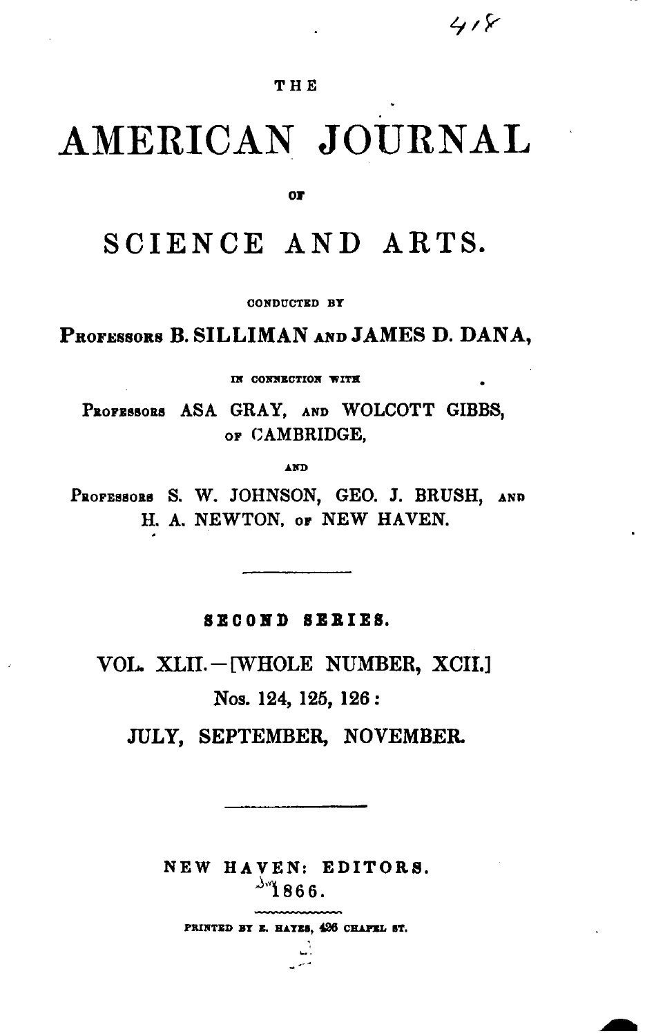THE

# AMERICAN JOURNAL

OF

# SCIENCE AND ARTS.

CONDUCTED BY

PROFESSORS B. SILLIMAN AND JAMES D. DANA,

IN CONNECTION WITH

PROFESSORS ASA GRAY, AND WOLCOTT GIBBS, OF CAMBRIDGE,

AND

PROFESSORS S. W. JOHNSON, GEO. J. BRUSH, AND H. A. NEWTON, OF NEW HAVEN.

---

SECOND SERIES.

VOL. XLII.—[WHOLE NUMBER, XCII.]

Nos. 124, 125, 126:

JULY, SEPTEMBER, NOVEMBER.

---

NEW HAVEN: EDITORS.

1866.

PRINTED BY E. HAYES, 426 CHAPEL ST.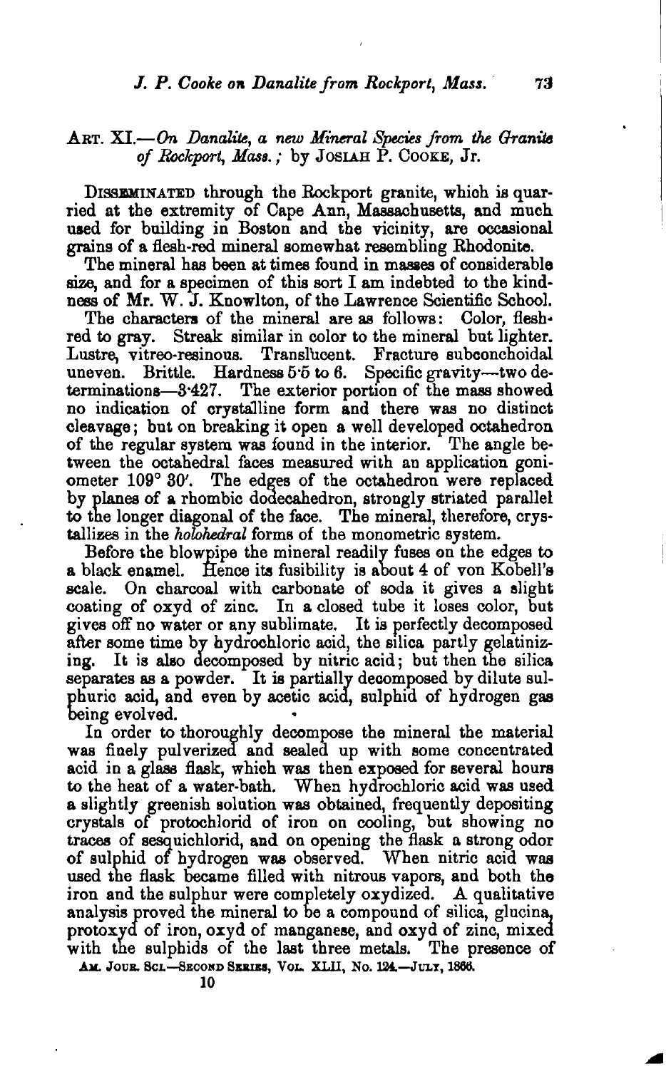## Art. XI.—*On Danalite, a new Mineral Species from the Granite of Rockport, Mass.*; by Josiah P. Cooke, Jr.

Disseminated through the Rockport granite, which is quarried at the extremity of Cape Ann, Massachusetts, and much used for building in Boston and the vicinity, are occasional grains of a flesh-red mineral somewhat resembling Rhodonite.

The mineral has been at times found in masses of considerable size, and for a specimen of this sort I am indebted to the kindness of Mr. W. J. Knowlton, of the Lawrence Scientific School.

The characters of the mineral are as follows: Color, flesh-red to gray. Streak similar in color to the mineral but lighter. Lustre, vitreo-resinous. Translucent. Fracture subconchoidal uneven. Brittle. Hardness 5·5 to 6. Specific gravity—two determinations—3·427. The exterior portion of the mass showed no indication of crystalline form and there was no distinct cleavage; but on breaking it open a well developed octahedron of the regular system was found in the interior. The angle between the octahedral faces measured with an application goniometer 109° 30′. The edges of the octahedron were replaced by planes of a rhombic dodecahedron, strongly striated parallel to the longer diagonal of the face. The mineral, therefore, crystallizes in the *holohedral* forms of the monometric system.

Before the blowpipe the mineral readily fuses on the edges to a black enamel. Hence its fusibility is about 4 of von Kobell's scale. On charcoal with carbonate of soda it gives a slight coating of oxyd of zinc. In a closed tube it loses color, but gives off no water or any sublimate. It is perfectly decomposed after some time by hydrochloric acid, the silica partly gelatinizing. It is also decomposed by nitric acid; but then the silica separates as a powder. It is partially decomposed by dilute sulphuric acid, and even by acetic acid, sulphid of hydrogen gas being evolved.

In order to thoroughly decompose the mineral the material was finely pulverized and sealed up with some concentrated acid in a glass flask, which was then exposed for several hours to the heat of a water-bath. When hydrochloric acid was used a slightly greenish solution was obtained, frequently depositing crystals of protochlorid of iron on cooling, but showing no traces of sesquichlorid, and on opening the flask a strong odor of sulphid of hydrogen was observed. When nitric acid was used the flask became filled with nitrous vapors, and both the iron and the sulphur were completely oxydized. A qualitative analysis proved the mineral to be a compound of silica, glucina, protoxyd of iron, oxyd of manganese, and oxyd of zinc, mixed with the sulphids of the last three metals. The presence of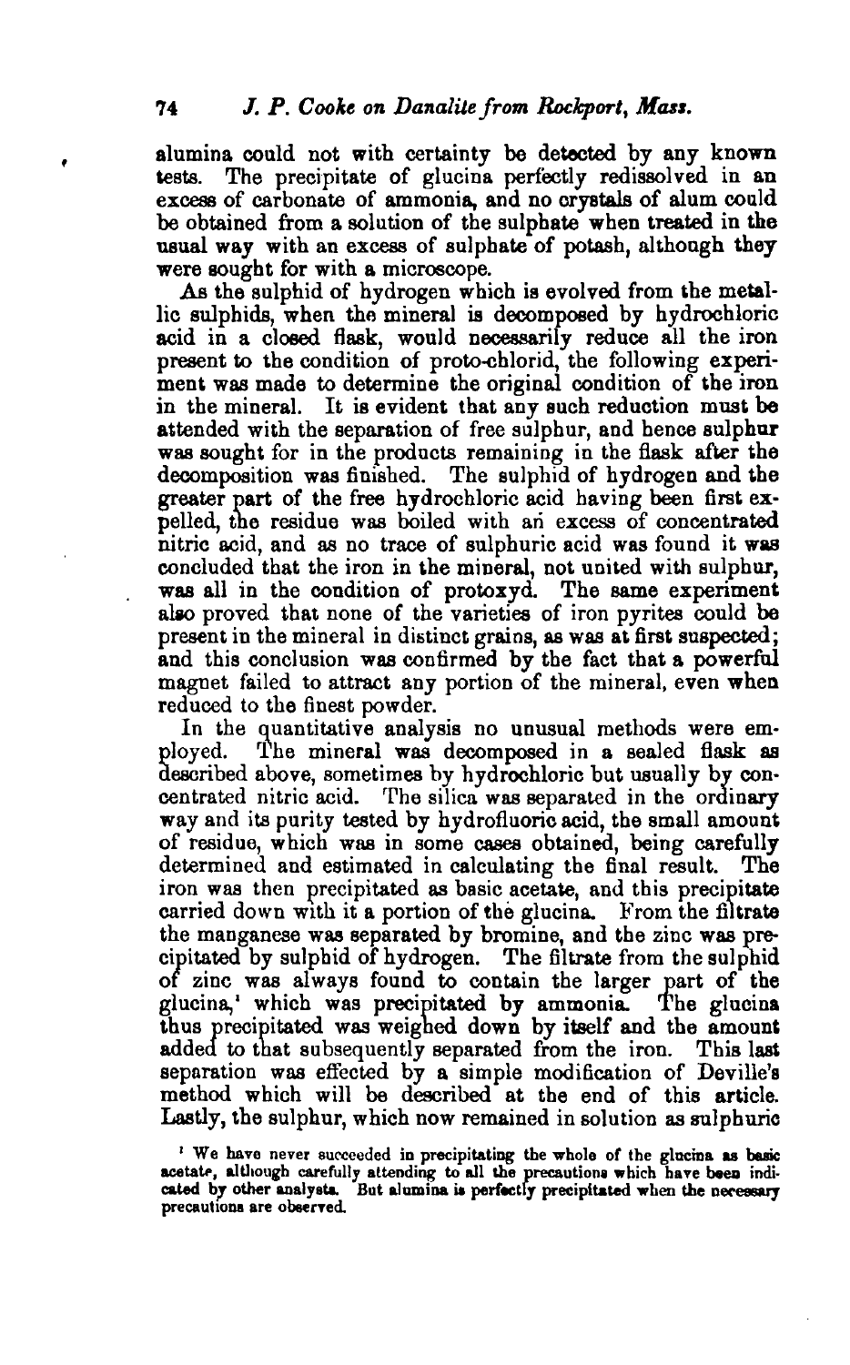alumina could not with certainty be detected by any known tests. The precipitate of glucina perfectly redissolved in an excess of carbonate of ammonia, and no crystals of alum could be obtained from a solution of the sulphate when treated in the usual way with an excess of sulphate of potash, although they were sought for with a microscope.

As the sulphid of hydrogen which is evolved from the metallic sulphids, when the mineral is decomposed by hydrochloric acid in a closed flask, would necessarily reduce all the iron present to the condition of proto-chlorid, the following experiment was made to determine the original condition of the iron in the mineral. It is evident that any such reduction must be attended with the separation of free sulphur, and hence sulphur was sought for in the products remaining in the flask after the decomposition was finished. The sulphid of hydrogen and the greater part of the free hydrochloric acid having been first expelled, the residue was boiled with an excess of concentrated nitric acid, and as no trace of sulphuric acid was found it was concluded that the iron in the mineral, not united with sulphur, was all in the condition of protoxyd. The same experiment also proved that none of the varieties of iron pyrites could be present in the mineral in distinct grains, as was at first suspected; and this conclusion was confirmed by the fact that a powerful magnet failed to attract any portion of the mineral, even when reduced to the finest powder.

In the quantitative analysis no unusual methods were employed. The mineral was decomposed in a sealed flask as described above, sometimes by hydrochloric but usually by concentrated nitric acid. The silica was separated in the ordinary way and its purity tested by hydrofluoric acid, the small amount of residue, which was in some cases obtained, being carefully determined and estimated in calculating the final result. The iron was then precipitated as basic acetate, and this precipitate carried down with it a portion of the glucina. From the filtrate the manganese was separated by bromine, and the zinc was precipitated by sulphid of hydrogen. The filtrate from the sulphid of zinc was always found to contain the larger part of the glucina,[1] which was precipitated by ammonia. The glucina thus precipitated was weighed down by itself and the amount added to that subsequently separated from the iron. This last separation was effected by a simple modification of Deville's method which will be described at the end of this article. Lastly, the sulphur, which now remained in solution as sulphuric

[1] We have never succeeded in precipitating the whole of the glucina as basic acetate, although carefully attending to all the precautions which have been indicated by other analysts. But alumina is perfectly precipitated when the necessary precautions are observed.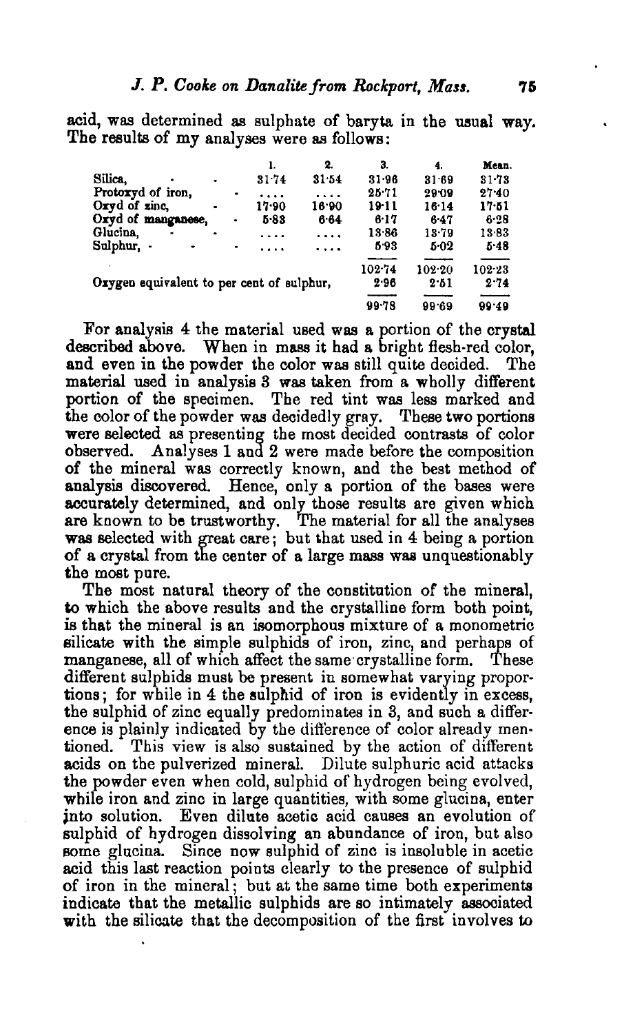acid, was determined as sulphate of baryta in the usual way. The results of my analyses were as follows:

| | 1. | 2. | 3. | 4. | Mean. |
|---|---|---|---|---|---|
| Silica, | 31·74 | 31·54 | 31·96 | 31·69 | 31·73 |
| Protoxyd of iron, | .... | .... | 25·71 | 29·09 | 27·40 |
| Oxyd of zinc, | 17·90 | 16·90 | 19·11 | 16·14 | 17·51 |
| Oxyd of manganese, | 5·83 | 6·64 | 6·17 | 6·47 | 6·28 |
| Glucina, | .... | .... | 13·86 | 13·79 | 13·83 |
| Sulphur, | .... | .... | 5·93 | 5·02 | 5·48 |
| | | | 102·74 | 102·20 | 102·23 |
| Oxygen equivalent to per cent of sulphur, | | | 2·96 | 2·51 | 2·74 |
| | | | 99·78 | 99·69 | 99·49 |

For analysis 4 the material used was a portion of the crystal described above. When in mass it had a bright flesh-red color, and even in the powder the color was still quite decided. The material used in analysis 3 was taken from a wholly different portion of the specimen. The red tint was less marked and the color of the powder was decidedly gray. These two portions were selected as presenting the most decided contrasts of color observed. Analyses 1 and 2 were made before the composition of the mineral was correctly known, and the best method of analysis discovered. Hence, only a portion of the bases were accurately determined, and only those results are given which are known to be trustworthy. The material for all the analyses was selected with great care; but that used in 4 being a portion of a crystal from the center of a large mass was unquestionably the most pure.

The most natural theory of the constitution of the mineral, to which the above results and the crystalline form both point, is that the mineral is an isomorphous mixture of a monometric silicate with the simple sulphids of iron, zinc, and perhaps of manganese, all of which affect the same crystalline form. These different sulphids must be present in somewhat varying proportions; for while in 4 the sulphid of iron is evidently in excess, the sulphid of zinc equally predominates in 3, and such a difference is plainly indicated by the difference of color already mentioned. This view is also sustained by the action of different acids on the pulverized mineral. Dilute sulphuric acid attacks the powder even when cold, sulphid of hydrogen being evolved, while iron and zinc in large quantities, with some glucina, enter into solution. Even dilute acetic acid causes an evolution of sulphid of hydrogen dissolving an abundance of iron, but also some glucina. Since now sulphid of zinc is insoluble in acetic acid this last reaction points clearly to the presence of sulphid of iron in the mineral; but at the same time both experiments indicate that the metallic sulphids are so intimately associated with the silicate that the decomposition of the first involves to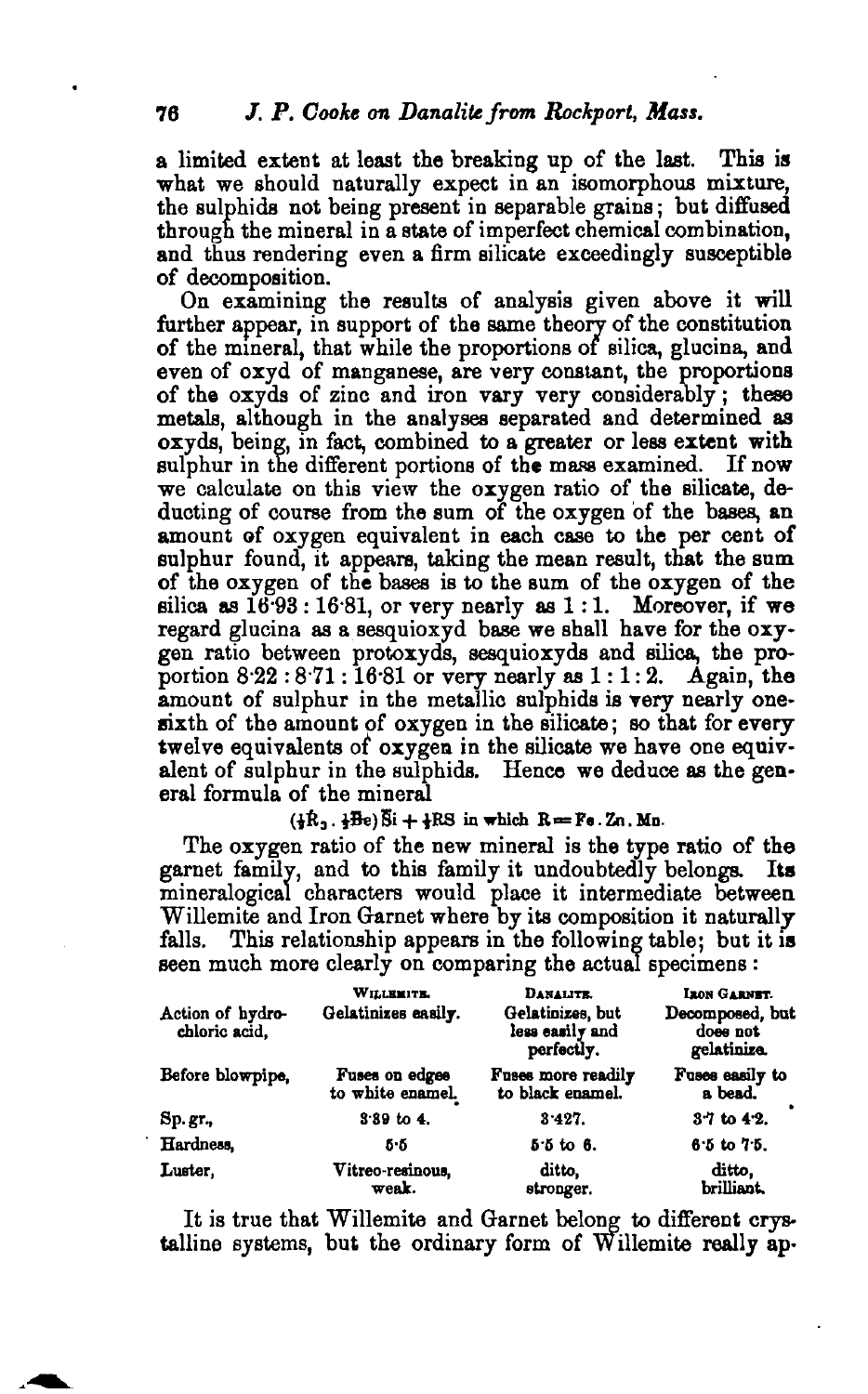a limited extent at least the breaking up of the last. This is what we should naturally expect in an isomorphous mixture, the sulphids not being present in separable grains; but diffused through the mineral in a state of imperfect chemical combination, and thus rendering even a firm silicate exceedingly susceptible of decomposition.

On examining the results of analysis given above it will further appear, in support of the same theory of the constitution of the mineral, that while the proportions of silica, glucina, and even of oxyd of manganese, are very constant, the proportions of the oxyds of zinc and iron vary very considerably; these metals, although in the analyses separated and determined as oxyds, being, in fact, combined to a greater or less extent with sulphur in the different portions of the mass examined. If now we calculate on this view the oxygen ratio of the silicate, deducting of course from the sum of the oxygen of the bases, an amount of oxygen equivalent in each case to the per cent of sulphur found, it appears, taking the mean result, that the sum of the oxygen of the bases is to the sum of the oxygen of the silica as 16·93 : 16·81, or very nearly as 1 : 1. Moreover, if we regard glucina as a sesquioxyd base we shall have for the oxygen ratio between protoxyds, sesquioxyds and silica, the proportion 8·22 : 8·71 : 16·81 or very nearly as 1 : 1 : 2. Again, the amount of sulphur in the metallic sulphids is very nearly one-sixth of the amount of oxygen in the silicate; so that for every twelve equivalents of oxygen in the silicate we have one equivalent of sulphur in the sulphids. Hence we deduce as the general formula of the mineral

$$(\tfrac{1}{2}\dot{R}_3 \,.\, \tfrac{1}{2}\ddot{B}e)\ddot{S}i + \tfrac{1}{6}RS \text{ in which } R = Fe\,.\,Zn\,.\,Mn.$$

The oxygen ratio of the new mineral is the type ratio of the garnet family, and to this family it undoubtedly belongs. Its mineralogical characters would place it intermediate between Willemite and Iron Garnet where by its composition it naturally falls. This relationship appears in the following table; but it is seen much more clearly on comparing the actual specimens :

| | Willemite. | Danalite. | Iron Garnet. |
|---|---|---|---|
| Action of hydrochloric acid, | Gelatinizes easily. | Gelatinizes, but less easily and perfectly. | Decomposed, but does not gelatinize. |
| Before blowpipe, | Fuses on edges to white enamel. | Fuses more readily to black enamel. | Fuses easily to a bead. |
| Sp. gr., | 3·89 to 4. | 3·427. | 3·7 to 4·2. |
| Hardness, | 5·5 | 5·5 to 6. | 6·5 to 7·5. |
| Luster, | Vitreo-resinous, weak. | ditto, stronger. | ditto, brilliant. |

It is true that Willemite and Garnet belong to different crystalline systems, but the ordinary form of Willemite really ap-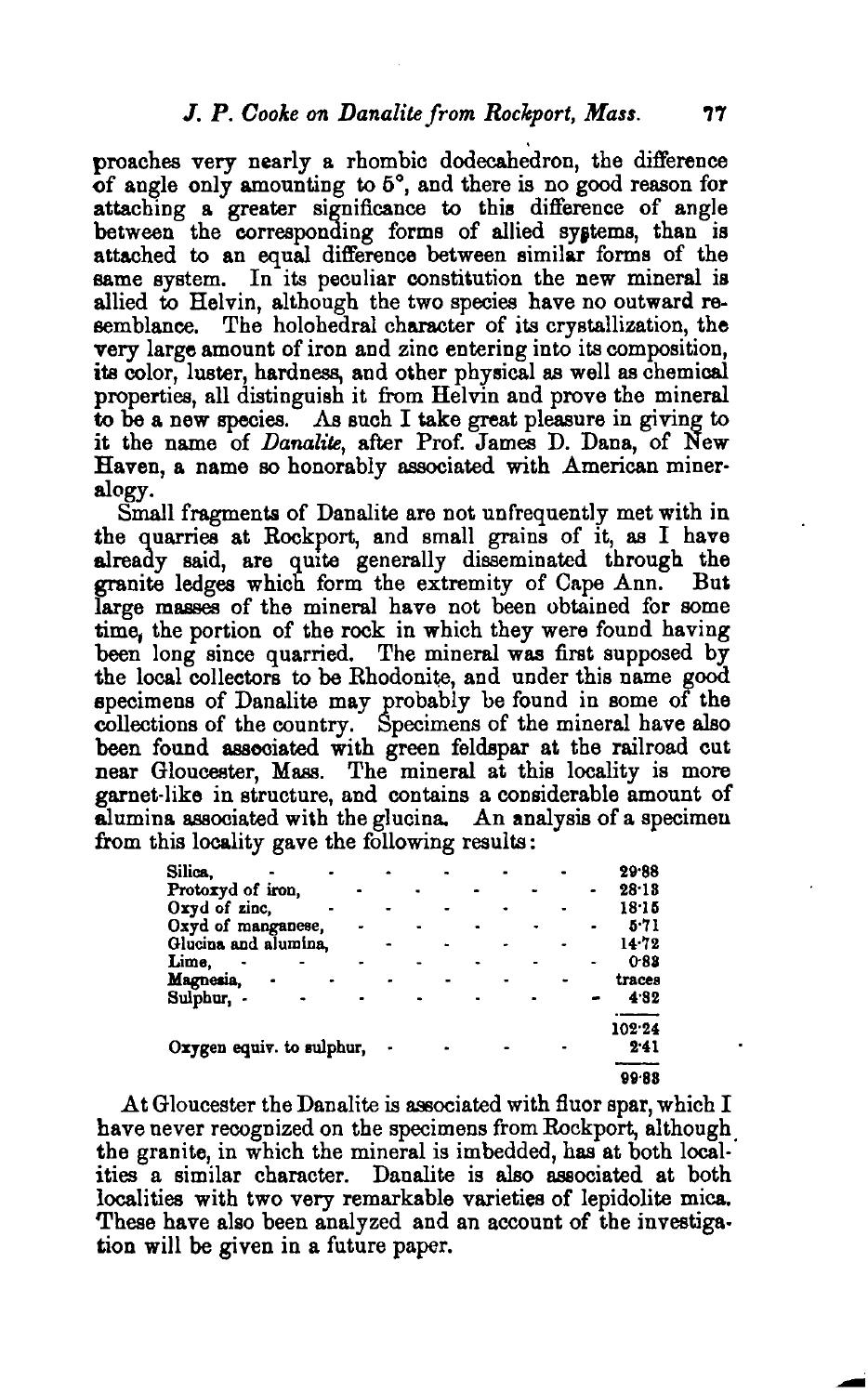proaches very nearly a rhombic dodecahedron, the difference of angle only amounting to 5°, and there is no good reason for attaching a greater significance to this difference of angle between the corresponding forms of allied systems, than is attached to an equal difference between similar forms of the same system. In its peculiar constitution the new mineral is allied to Helvin, although the two species have no outward resemblance. The holohedral character of its crystallization, the very large amount of iron and zinc entering into its composition, its color, luster, hardness, and other physical as well as chemical properties, all distinguish it from Helvin and prove the mineral to be a new species. As such I take great pleasure in giving to it the name of *Danalite*, after Prof. James D. Dana, of New Haven, a name so honorably associated with American mineralogy.

Small fragments of Danalite are not unfrequently met with in the quarries at Rockport, and small grains of it, as I have already said, are quite generally disseminated through the granite ledges which form the extremity of Cape Ann. But large masses of the mineral have not been obtained for some time, the portion of the rock in which they were found having been long since quarried. The mineral was first supposed by the local collectors to be Rhodonite, and under this name good specimens of Danalite may probably be found in some of the collections of the country. Specimens of the mineral have also been found associated with green feldspar at the railroad cut near Gloucester, Mass. The mineral at this locality is more garnet-like in structure, and contains a considerable amount of alumina associated with the glucina. An analysis of a specimen from this locality gave the following results:

| | |
|---|---|
| Silica, | 29·88 |
| Protoxyd of iron, | 28·13 |
| Oxyd of zinc, | 18·15 |
| Oxyd of manganese, | 5·71 |
| Glucina and alumina, | 14·72 |
| Lime, | 0·83 |
| Magnesia, | traces |
| Sulphur, | 4·82 |
| | 102·24 |
| Oxygen equiv. to sulphur, | 2·41 |
| | 99·83 |

At Gloucester the Danalite is associated with fluor spar, which I have never recognized on the specimens from Rockport, although the granite, in which the mineral is imbedded, has at both localities a similar character. Danalite is also associated at both localities with two very remarkable varieties of lepidolite mica. These have also been analyzed and an account of the investigation will be given in a future paper.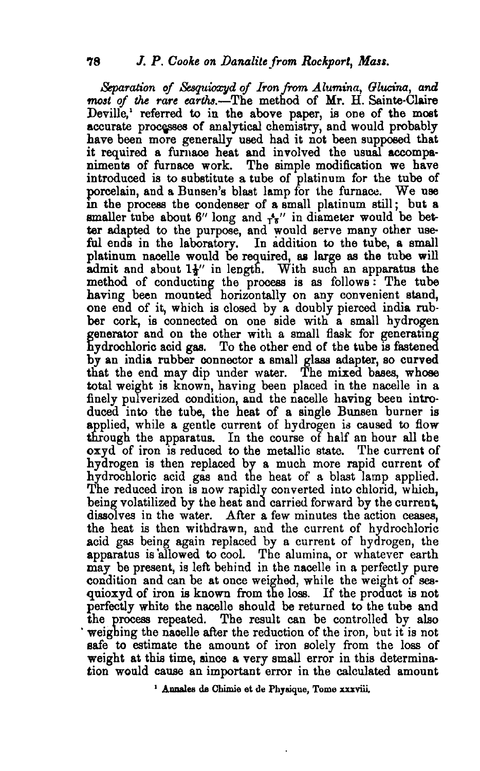*Separation of Sesquioxyd of Iron from Alumina, Glucina, and most of the rare earths.*—The method of Mr. H. Sainte-Claire Deville,[1] referred to in the above paper, is one of the most accurate processes of analytical chemistry, and would probably have been more generally used had it not been supposed that it required a furnace heat and involved the usual accompaniments of furnace work. The simple modification we have introduced is to substitute a tube of platinum for the tube of porcelain, and a Bunsen's blast lamp for the furnace. We use in the process the condenser of a small platinum still; but a smaller tube about 6″ long and $\frac{4}{10}$″ in diameter would be better adapted to the purpose, and would serve many other useful ends in the laboratory. In addition to the tube, a small platinum nacelle would be required, as large as the tube will admit and about $1\frac{1}{2}$″ in length. With such an apparatus the method of conducting the process is as follows: The tube having been mounted horizontally on any convenient stand, one end of it, which is closed by a doubly pierced india rubber cork, is connected on one side with a small hydrogen generator and on the other with a small flask for generating hydrochloric acid gas. To the other end of the tube is fastened by an india rubber connector a small glass adapter, so curved that the end may dip under water. The mixed bases, whose total weight is known, having been placed in the nacelle in a finely pulverized condition, and the nacelle having been introduced into the tube, the heat of a single Bunsen burner is applied, while a gentle current of hydrogen is caused to flow through the apparatus. In the course of half an hour all the oxyd of iron is reduced to the metallic state. The current of hydrogen is then replaced by a much more rapid current of hydrochloric acid gas and the heat of a blast lamp applied. The reduced iron is now rapidly converted into chlorid, which, being volatilized by the heat and carried forward by the current, dissolves in the water. After a few minutes the action ceases, the heat is then withdrawn, and the current of hydrochloric acid gas being again replaced by a current of hydrogen, the apparatus is allowed to cool. The alumina, or whatever earth may be present, is left behind in the nacelle in a perfectly pure condition and can be at once weighed, while the weight of sesquioxyd of iron is known from the loss. If the product is not perfectly white the nacelle should be returned to the tube and the process repeated. The result can be controlled by also weighing the nacelle after the reduction of the iron, but it is not safe to estimate the amount of iron solely from the loss of weight at this time, since a very small error in this determination would cause an important error in the calculated amount

[1] Annales de Chimie et de Physique, Tome xxxviii.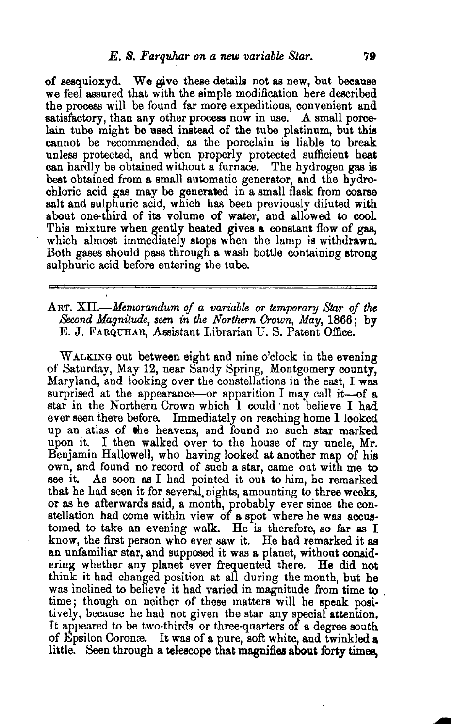of sesquioxyd. We give these details not as new, but because we feel assured that with the simple modification here described the process will be found far more expeditious, convenient and satisfactory, than any other process now in use. A small porcelain tube might be used instead of the tube platinum, but this cannot be recommended, as the porcelain is liable to break unless protected, and when properly protected sufficient heat can hardly be obtained without a furnace. The hydrogen gas is best obtained from a small automatic generator, and the hydrochloric acid gas may be generated in a small flask from coarse salt and sulphuric acid, which has been previously diluted with about one-third of its volume of water, and allowed to cool. This mixture when gently heated gives a constant flow of gas, which almost immediately stops when the lamp is withdrawn. Both gases should pass through a wash bottle containing strong sulphuric acid before entering the tube.

---

ART. XII.—*Memorandum of a variable or temporary Star of the Second Magnitude, seen in the Northern Crown, May*, 1866; by E. J. FARQUHAR, Assistant Librarian U. S. Patent Office.

WALKING out between eight and nine o'clock in the evening of Saturday, May 12, near Sandy Spring, Montgomery county, Maryland, and looking over the constellations in the east, I was surprised at the appearance—or apparition I may call it—of a star in the Northern Crown which I could not believe I had ever seen there before. Immediately on reaching home I looked up an atlas of the heavens, and found no such star marked upon it. I then walked over to the house of my uncle, Mr. Benjamin Hallowell, who having looked at another map of his own, and found no record of such a star, came out with me to see it. As soon as I had pointed it out to him, he remarked that he had seen it for several nights, amounting to three weeks, or as he afterwards said, a month, probably ever since the constellation had come within view of a spot where he was accustomed to take an evening walk. He is therefore, so far as I know, the first person who ever saw it. He had remarked it as an unfamiliar star, and supposed it was a planet, without considering whether any planet ever frequented there. He did not think it had changed position at all during the month, but he was inclined to believe it had varied in magnitude from time to time; though on neither of these matters will he speak positively, because he had not given the star any special attention. It appeared to be two-thirds or three-quarters of a degree south of Epsilon Coronæ. It was of a pure, soft white, and twinkled a little. Seen through a telescope that magnifies about forty times,